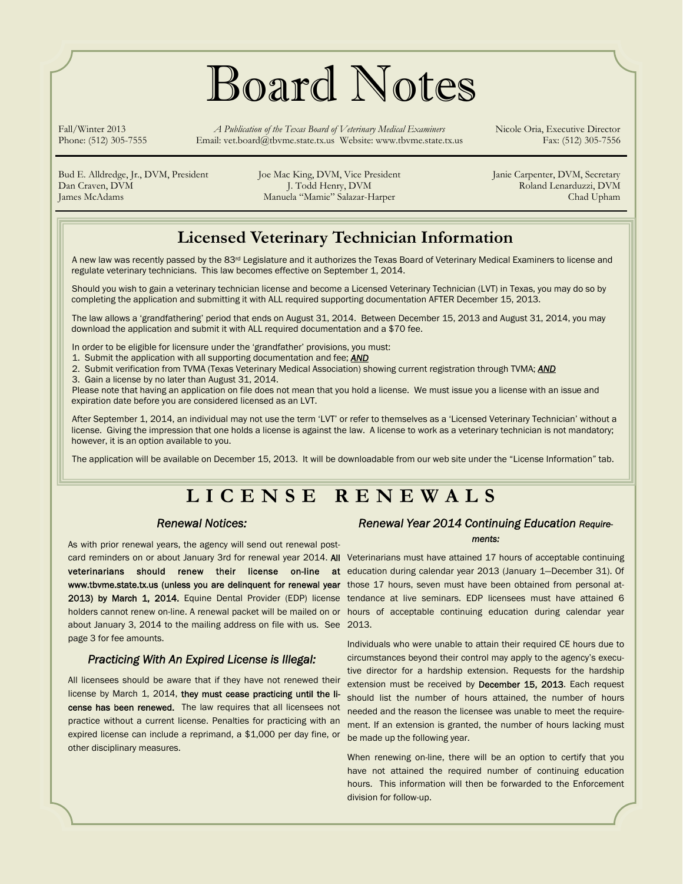# Board Notes

Fall/Winter 2013
Phone: (512) 305-7555

*A Publication of the Texas Board of Veterinary Medical Examiners*
Email: vet.board@tbvme.state.tx.us Website: www.tbvme.state.tx.us

Nicole Oria, Executive Director
Fax: (512) 305-7556

---

Bud E. Alldredge, Jr., DVM, President
Joe Mac King, DVM, Vice President
Janie Carpenter, DVM, Secretary
Dan Craven, DVM
J. Todd Henry, DVM
Roland Lenarduzzi, DVM
James McAdams
Manuela "Mamie" Salazar-Harper
Chad Upham

---

## Licensed Veterinary Technician Information

A new law was recently passed by the 83rd Legislature and it authorizes the Texas Board of Veterinary Medical Examiners to license and regulate veterinary technicians. This law becomes effective on September 1, 2014.

Should you wish to gain a veterinary technician license and become a Licensed Veterinary Technician (LVT) in Texas, you may do so by completing the application and submitting it with ALL required supporting documentation AFTER December 15, 2013.

The law allows a 'grandfathering' period that ends on August 31, 2014. Between December 15, 2013 and August 31, 2014, you may download the application and submit it with ALL required documentation and a $70 fee.

In order to be eligible for licensure under the 'grandfather' provisions, you must:

1. Submit the application with all supporting documentation and fee; ***AND***
2. Submit verification from TVMA (Texas Veterinary Medical Association) showing current registration through TVMA; ***AND***
3. Gain a license by no later than August 31, 2014.

Please note that having an application on file does not mean that you hold a license. We must issue you a license with an issue and expiration date before you are considered licensed as an LVT.

After September 1, 2014, an individual may not use the term 'LVT' or refer to themselves as a 'Licensed Veterinary Technician' without a license. Giving the impression that one holds a license is against the law. A license to work as a veterinary technician is not mandatory; however, it is an option available to you.

The application will be available on December 15, 2013. It will be downloadable from our web site under the "License Information" tab.

## LICENSE RENEWALS

### *Renewal Notices:*

As with prior renewal years, the agency will send out renewal postcard reminders on or about January 3rd for renewal year 2014. **All veterinarians should renew their license on-line at www.tbvme.state.tx.us (unless you are delinquent for renewal year 2013) by March 1, 2014.** Equine Dental Provider (EDP) license holders cannot renew on-line. A renewal packet will be mailed on or about January 3, 2014 to the mailing address on file with us. See page 3 for fee amounts.

### *Practicing With An Expired License is Illegal:*

All licensees should be aware that if they have not renewed their license by March 1, 2014, **they must cease practicing until the license has been renewed.** The law requires that all licensees not practice without a current license. Penalties for practicing with an expired license can include a reprimand, a $1,000 per day fine, or other disciplinary measures.

### *Renewal Year 2014 Continuing Education Requirements:*

Veterinarians must have attained 17 hours of acceptable continuing education during calendar year 2013 (January 1—December 31). Of those 17 hours, seven must have been obtained from personal attendance at live seminars. EDP licensees must have attained 6 hours of acceptable continuing education during calendar year 2013.

Individuals who were unable to attain their required CE hours due to circumstances beyond their control may apply to the agency's executive director for a hardship extension. Requests for the hardship extension must be received by **December 15, 2013**. Each request should list the number of hours attained, the number of hours needed and the reason the licensee was unable to meet the requirement. If an extension is granted, the number of hours lacking must be made up the following year.

When renewing on-line, there will be an option to certify that you have not attained the required number of continuing education hours. This information will then be forwarded to the Enforcement division for follow-up.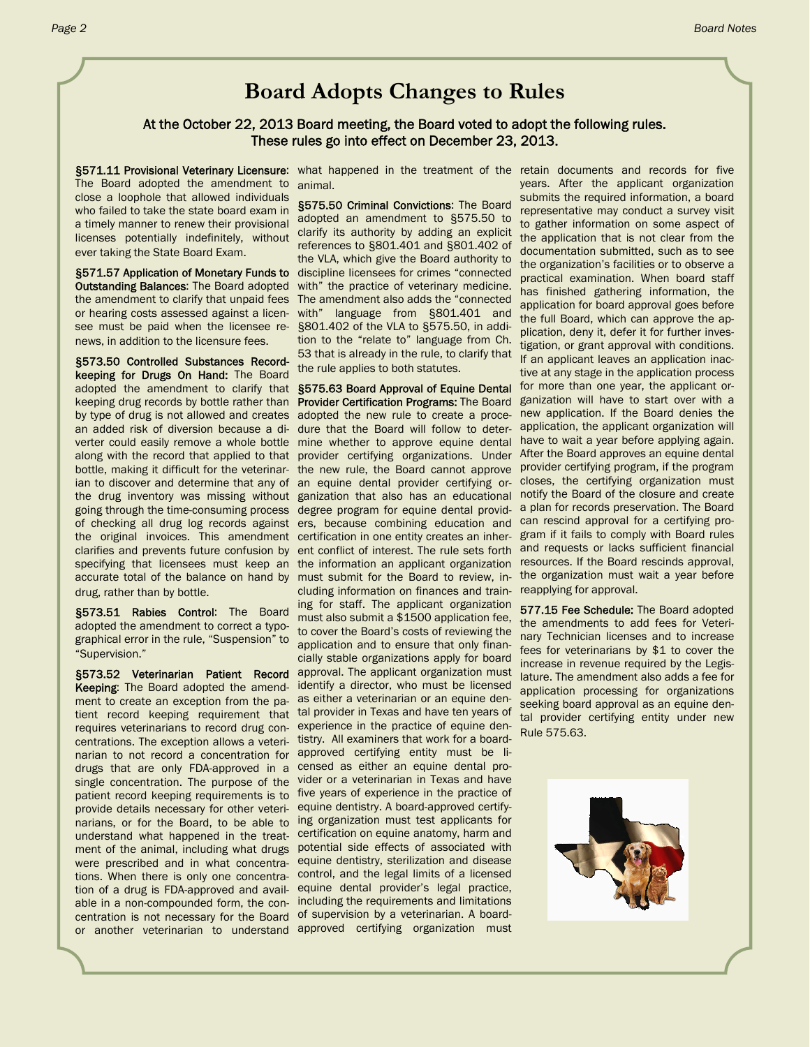# Board Adopts Changes to Rules

At the October 22, 2013 Board meeting, the Board voted to adopt the following rules. These rules go into effect on December 23, 2013.

**§571.11 Provisional Veterinary Licensure**: The Board adopted the amendment to close a loophole that allowed individuals who failed to take the state board exam in a timely manner to renew their provisional licenses potentially indefinitely, without ever taking the State Board Exam.

**§571.57 Application of Monetary Funds to Outstanding Balances**: The Board adopted the amendment to clarify that unpaid fees or hearing costs assessed against a licensee must be paid when the licensee renews, in addition to the licensure fees.

**§573.50 Controlled Substances Recordkeeping for Drugs On Hand:** The Board adopted the amendment to clarify that keeping drug records by bottle rather than by type of drug is not allowed and creates an added risk of diversion because a diverter could easily remove a whole bottle along with the record that applied to that bottle, making it difficult for the veterinarian to discover and determine that any of the drug inventory was missing without going through the time-consuming process of checking all drug log records against the original invoices. This amendment clarifies and prevents future confusion by specifying that licensees must keep an accurate total of the balance on hand by drug, rather than by bottle.

**§573.51 Rabies Control**: The Board adopted the amendment to correct a typographical error in the rule, "Suspension" to "Supervision."

**§573.52 Veterinarian Patient Record Keeping**: The Board adopted the amendment to create an exception from the patient record keeping requirement that requires veterinarians to record drug concentrations. The exception allows a veterinarian to not record a concentration for drugs that are only FDA-approved in a single concentration. The purpose of the patient record keeping requirements is to provide details necessary for other veterinarians, or for the Board, to be able to understand what happened in the treatment of the animal, including what drugs were prescribed and in what concentrations. When there is only one concentration of a drug is FDA-approved and available in a non-compounded form, the concentration is not necessary for the Board or another veterinarian to understand what happened in the treatment of the animal.

**§575.50 Criminal Convictions**: The Board adopted an amendment to §575.50 to clarify its authority by adding an explicit references to §801.401 and §801.402 of the VLA, which give the Board authority to discipline licensees for crimes "connected with" the practice of veterinary medicine. The amendment also adds the "connected with" language from §801.401 and §801.402 of the VLA to §575.50, in addition to the "relate to" language from Ch. 53 that is already in the rule, to clarify that the rule applies to both statutes.

**§575.63 Board Approval of Equine Dental Provider Certification Programs:** The Board adopted the new rule to create a procedure that the Board will follow to determine whether to approve equine dental provider certifying organizations. Under the new rule, the Board cannot approve an equine dental provider certifying organization that also has an educational degree program for equine dental providers, because combining education and certification in one entity creates an inherent conflict of interest. The rule sets forth the information an applicant organization must submit for the Board to review, including information on finances and training for staff. The applicant organization must also submit a $1500 application fee, to cover the Board's costs of reviewing the application and to ensure that only financially stable organizations apply for board approval. The applicant organization must identify a director, who must be licensed as either a veterinarian or an equine dental provider in Texas and have ten years of experience in the practice of equine dentistry. All examiners that work for a board-approved certifying entity must be licensed as either an equine dental provider or a veterinarian in Texas and have five years of experience in the practice of equine dentistry. A board-approved certifying organization must test applicants for certification on equine anatomy, harm and potential side effects of associated with equine dentistry, sterilization and disease control, and the legal limits of a licensed equine dental provider's legal practice, including the requirements and limitations of supervision by a veterinarian. A board-approved certifying organization must retain documents and records for five years. After the applicant organization submits the required information, a board representative may conduct a survey visit to gather information on some aspect of the application that is not clear from the documentation submitted, such as to see the organization's facilities or to observe a practical examination. When board staff has finished gathering information, the application for board approval goes before the full Board, which can approve the application, deny it, defer it for further investigation, or grant approval with conditions. If an applicant leaves an application inactive at any stage in the application process for more than one year, the applicant organization will have to start over with a new application. If the Board denies the application, the applicant organization will have to wait a year before applying again. After the Board approves an equine dental provider certifying program, if the program closes, the certifying organization must notify the Board of the closure and create a plan for records preservation. The Board can rescind approval for a certifying program if it fails to comply with Board rules and requests or lacks sufficient financial resources. If the Board rescinds approval, the organization must wait a year before reapplying for approval.

**577.15 Fee Schedule:** The Board adopted the amendments to add fees for Veterinary Technician licenses and to increase fees for veterinarians by $1 to cover the increase in revenue required by the Legislature. The amendment also adds a fee for application processing for organizations seeking board approval as an equine dental provider certifying entity under new Rule 575.63.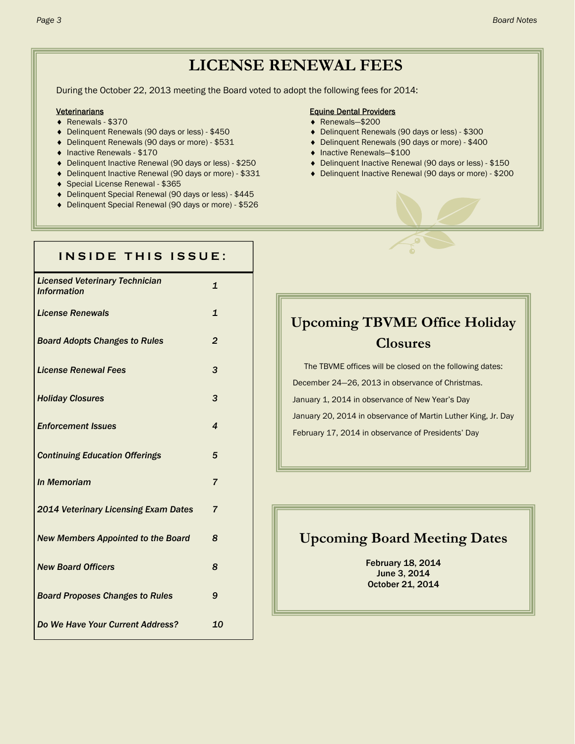# LICENSE RENEWAL FEES

During the October 22, 2013 meeting the Board voted to adopt the following fees for 2014:

**Veterinarians**

- Renewals - $370
- Delinquent Renewals (90 days or less) - $450
- Delinquent Renewals (90 days or more) - $531
- Inactive Renewals - $170
- Delinquent Inactive Renewal (90 days or less) - $250
- Delinquent Inactive Renewal (90 days or more) - $331
- Special License Renewal - $365
- Delinquent Special Renewal (90 days or less) - $445
- Delinquent Special Renewal (90 days or more) - $526

**Equine Dental Providers**

- Renewals—$200
- Delinquent Renewals (90 days or less) - $300
- Delinquent Renewals (90 days or more) - $400
- Inactive Renewals—$100
- Delinquent Inactive Renewal (90 days or less) - $150
- Delinquent Inactive Renewal (90 days or more) - $200

## INSIDE THIS ISSUE:

| | |
|---|---|
| *Licensed Veterinary Technician Information* | *1* |
| *License Renewals* | *1* |
| *Board Adopts Changes to Rules* | *2* |
| *License Renewal Fees* | *3* |
| *Holiday Closures* | *3* |
| *Enforcement Issues* | *4* |
| *Continuing Education Offerings* | *5* |
| *In Memoriam* | *7* |
| *2014 Veterinary Licensing Exam Dates* | *7* |
| *New Members Appointed to the Board* | *8* |
| *New Board Officers* | *8* |
| *Board Proposes Changes to Rules* | *9* |
| *Do We Have Your Current Address?* | *10* |

## Upcoming TBVME Office Holiday Closures

The TBVME offices will be closed on the following dates:

December 24—26, 2013 in observance of Christmas.

January 1, 2014 in observance of New Year's Day

January 20, 2014 in observance of Martin Luther King, Jr. Day

February 17, 2014 in observance of Presidents' Day

## Upcoming Board Meeting Dates

February 18, 2014
June 3, 2014
October 21, 2014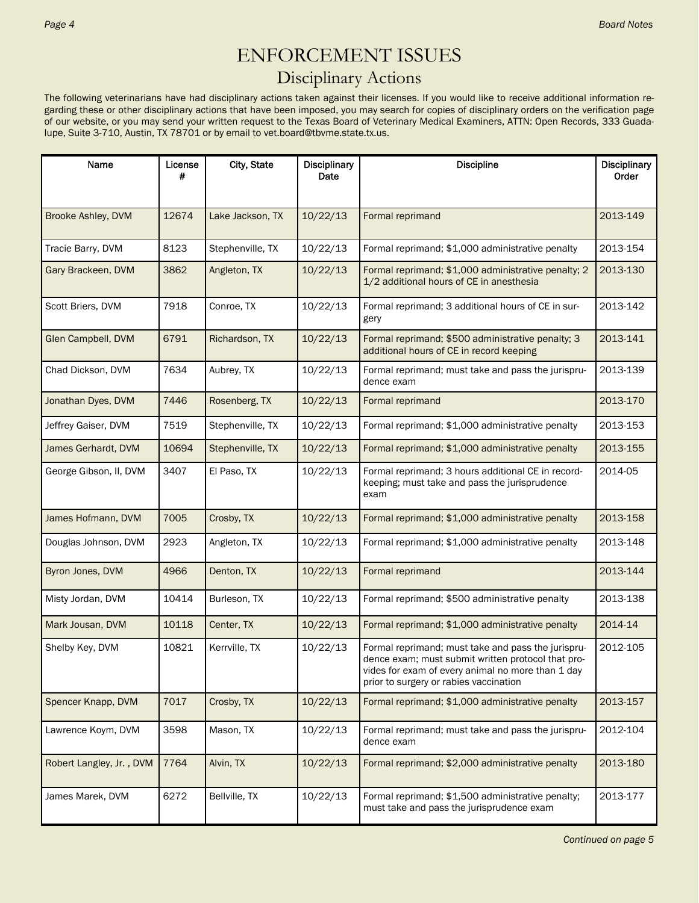# ENFORCEMENT ISSUES

## Disciplinary Actions

The following veterinarians have had disciplinary actions taken against their licenses. If you would like to receive additional information regarding these or other disciplinary actions that have been imposed, you may search for copies of disciplinary orders on the verification page of our website, or you may send your written request to the Texas Board of Veterinary Medical Examiners, ATTN: Open Records, 333 Guadalupe, Suite 3-710, Austin, TX 78701 or by email to vet.board@tbvme.state.tx.us.

| Name | License # | City, State | Disciplinary Date | Discipline | Disciplinary Order |
|---|---|---|---|---|---|
| Brooke Ashley, DVM | 12674 | Lake Jackson, TX | 10/22/13 | Formal reprimand | 2013-149 |
| Tracie Barry, DVM | 8123 | Stephenville, TX | 10/22/13 | Formal reprimand; $1,000 administrative penalty | 2013-154 |
| Gary Brackeen, DVM | 3862 | Angleton, TX | 10/22/13 | Formal reprimand; $1,000 administrative penalty; 2 1/2 additional hours of CE in anesthesia | 2013-130 |
| Scott Briers, DVM | 7918 | Conroe, TX | 10/22/13 | Formal reprimand; 3 additional hours of CE in surgery | 2013-142 |
| Glen Campbell, DVM | 6791 | Richardson, TX | 10/22/13 | Formal reprimand; $500 administrative penalty; 3 additional hours of CE in record keeping | 2013-141 |
| Chad Dickson, DVM | 7634 | Aubrey, TX | 10/22/13 | Formal reprimand; must take and pass the jurisprudence exam | 2013-139 |
| Jonathan Dyes, DVM | 7446 | Rosenberg, TX | 10/22/13 | Formal reprimand | 2013-170 |
| Jeffrey Gaiser, DVM | 7519 | Stephenville, TX | 10/22/13 | Formal reprimand; $1,000 administrative penalty | 2013-153 |
| James Gerhardt, DVM | 10694 | Stephenville, TX | 10/22/13 | Formal reprimand; $1,000 administrative penalty | 2013-155 |
| George Gibson, II, DVM | 3407 | El Paso, TX | 10/22/13 | Formal reprimand; 3 hours additional CE in record-keeping; must take and pass the jurisprudence exam | 2014-05 |
| James Hofmann, DVM | 7005 | Crosby, TX | 10/22/13 | Formal reprimand; $1,000 administrative penalty | 2013-158 |
| Douglas Johnson, DVM | 2923 | Angleton, TX | 10/22/13 | Formal reprimand; $1,000 administrative penalty | 2013-148 |
| Byron Jones, DVM | 4966 | Denton, TX | 10/22/13 | Formal reprimand | 2013-144 |
| Misty Jordan, DVM | 10414 | Burleson, TX | 10/22/13 | Formal reprimand; $500 administrative penalty | 2013-138 |
| Mark Jousan, DVM | 10118 | Center, TX | 10/22/13 | Formal reprimand; $1,000 administrative penalty | 2014-14 |
| Shelby Key, DVM | 10821 | Kerrville, TX | 10/22/13 | Formal reprimand; must take and pass the jurisprudence exam; must submit written protocol that provides for exam of every animal no more than 1 day prior to surgery or rabies vaccination | 2012-105 |
| Spencer Knapp, DVM | 7017 | Crosby, TX | 10/22/13 | Formal reprimand; $1,000 administrative penalty | 2013-157 |
| Lawrence Koym, DVM | 3598 | Mason, TX | 10/22/13 | Formal reprimand; must take and pass the jurisprudence exam | 2012-104 |
| Robert Langley, Jr. , DVM | 7764 | Alvin, TX | 10/22/13 | Formal reprimand; $2,000 administrative penalty | 2013-180 |
| James Marek, DVM | 6272 | Bellville, TX | 10/22/13 | Formal reprimand; $1,500 administrative penalty; must take and pass the jurisprudence exam | 2013-177 |

*Continued on page 5*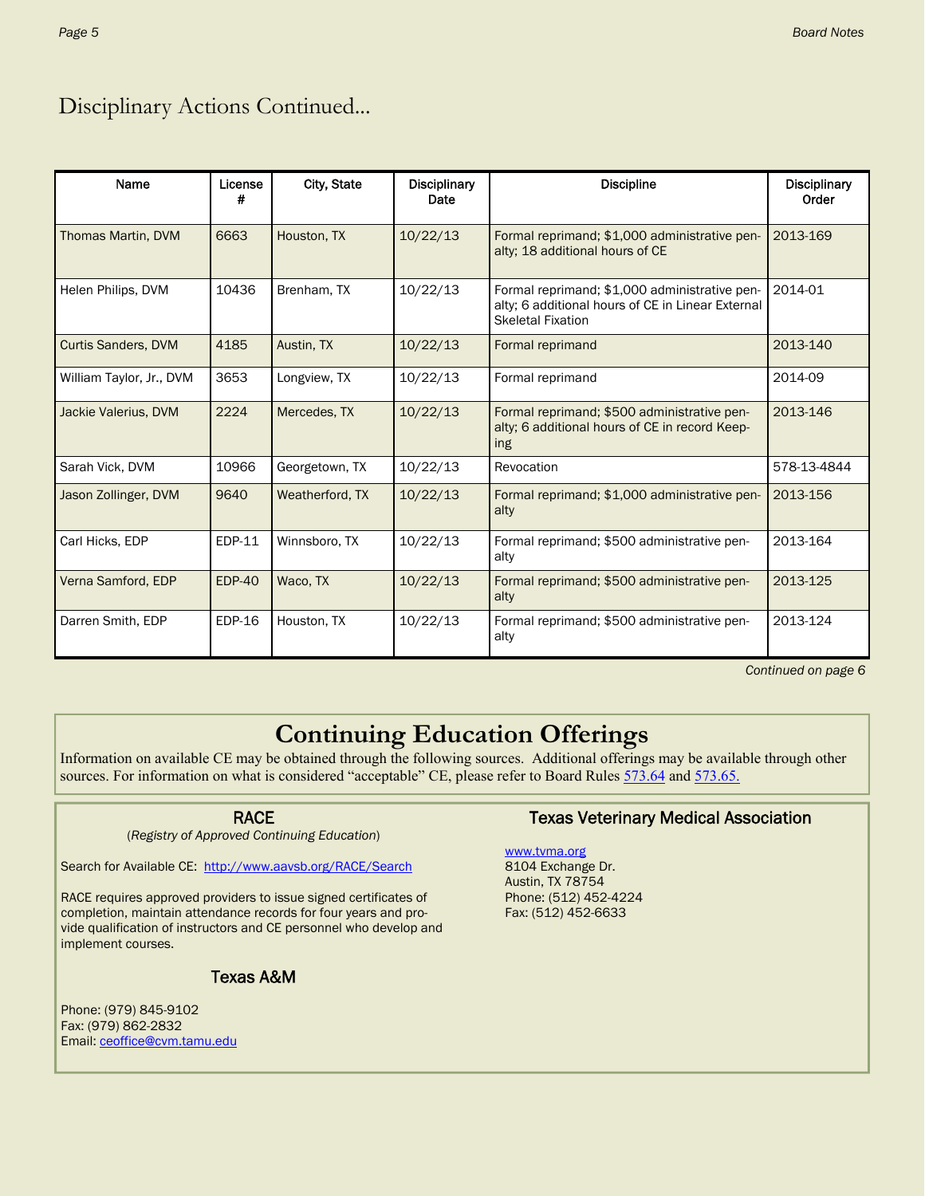# Disciplinary Actions Continued...

| Name | License # | City, State | Disciplinary Date | Discipline | Disciplinary Order |
|---|---|---|---|---|---|
| Thomas Martin, DVM | 6663 | Houston, TX | 10/22/13 | Formal reprimand; $1,000 administrative penalty; 18 additional hours of CE | 2013-169 |
| Helen Philips, DVM | 10436 | Brenham, TX | 10/22/13 | Formal reprimand; $1,000 administrative penalty; 6 additional hours of CE in Linear External Skeletal Fixation | 2014-01 |
| Curtis Sanders, DVM | 4185 | Austin, TX | 10/22/13 | Formal reprimand | 2013-140 |
| William Taylor, Jr., DVM | 3653 | Longview, TX | 10/22/13 | Formal reprimand | 2014-09 |
| Jackie Valerius, DVM | 2224 | Mercedes, TX | 10/22/13 | Formal reprimand; $500 administrative penalty; 6 additional hours of CE in record Keeping | 2013-146 |
| Sarah Vick, DVM | 10966 | Georgetown, TX | 10/22/13 | Revocation | 578-13-4844 |
| Jason Zollinger, DVM | 9640 | Weatherford, TX | 10/22/13 | Formal reprimand; $1,000 administrative penalty | 2013-156 |
| Carl Hicks, EDP | EDP-11 | Winnsboro, TX | 10/22/13 | Formal reprimand; $500 administrative penalty | 2013-164 |
| Verna Samford, EDP | EDP-40 | Waco, TX | 10/22/13 | Formal reprimand; $500 administrative penalty | 2013-125 |
| Darren Smith, EDP | EDP-16 | Houston, TX | 10/22/13 | Formal reprimand; $500 administrative penalty | 2013-124 |

*Continued on page 6*

# Continuing Education Offerings

Information on available CE may be obtained through the following sources. Additional offerings may be available through other sources. For information on what is considered "acceptable" CE, please refer to Board Rules 573.64 and 573.65.

### RACE

(*Registry of Approved Continuing Education*)

Search for Available CE: http://www.aavsb.org/RACE/Search

RACE requires approved providers to issue signed certificates of completion, maintain attendance records for four years and provide qualification of instructors and CE personnel who develop and implement courses.

### Texas A&M

Phone: (979) 845-9102
Fax: (979) 862-2832
Email: ceoffice@cvm.tamu.edu

### Texas Veterinary Medical Association

www.tvma.org
8104 Exchange Dr.
Austin, TX 78754
Phone: (512) 452-4224
Fax: (512) 452-6633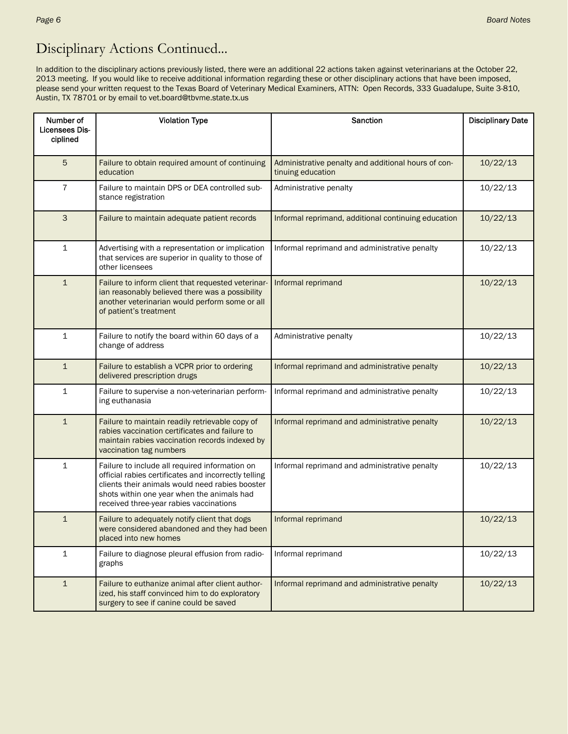# Disciplinary Actions Continued...

In addition to the disciplinary actions previously listed, there were an additional 22 actions taken against veterinarians at the October 22, 2013 meeting. If you would like to receive additional information regarding these or other disciplinary actions that have been imposed, please send your written request to the Texas Board of Veterinary Medical Examiners, ATTN: Open Records, 333 Guadalupe, Suite 3-810, Austin, TX 78701 or by email to vet.board@tbvme.state.tx.us

| Number of Licensees Disciplined | Violation Type | Sanction | Disciplinary Date |
|---|---|---|---|
| 5 | Failure to obtain required amount of continuing education | Administrative penalty and additional hours of continuing education | 10/22/13 |
| 7 | Failure to maintain DPS or DEA controlled substance registration | Administrative penalty | 10/22/13 |
| 3 | Failure to maintain adequate patient records | Informal reprimand, additional continuing education | 10/22/13 |
| 1 | Advertising with a representation or implication that services are superior in quality to those of other licensees | Informal reprimand and administrative penalty | 10/22/13 |
| 1 | Failure to inform client that requested veterinarian reasonably believed there was a possibility another veterinarian would perform some or all of patient's treatment | Informal reprimand | 10/22/13 |
| 1 | Failure to notify the board within 60 days of a change of address | Administrative penalty | 10/22/13 |
| 1 | Failure to establish a VCPR prior to ordering delivered prescription drugs | Informal reprimand and administrative penalty | 10/22/13 |
| 1 | Failure to supervise a non-veterinarian performing euthanasia | Informal reprimand and administrative penalty | 10/22/13 |
| 1 | Failure to maintain readily retrievable copy of rabies vaccination certificates and failure to maintain rabies vaccination records indexed by vaccination tag numbers | Informal reprimand and administrative penalty | 10/22/13 |
| 1 | Failure to include all required information on official rabies certificates and incorrectly telling clients their animals would need rabies booster shots within one year when the animals had received three-year rabies vaccinations | Informal reprimand and administrative penalty | 10/22/13 |
| 1 | Failure to adequately notify client that dogs were considered abandoned and they had been placed into new homes | Informal reprimand | 10/22/13 |
| 1 | Failure to diagnose pleural effusion from radiographs | Informal reprimand | 10/22/13 |
| 1 | Failure to euthanize animal after client authorized, his staff convinced him to do exploratory surgery to see if canine could be saved | Informal reprimand and administrative penalty | 10/22/13 |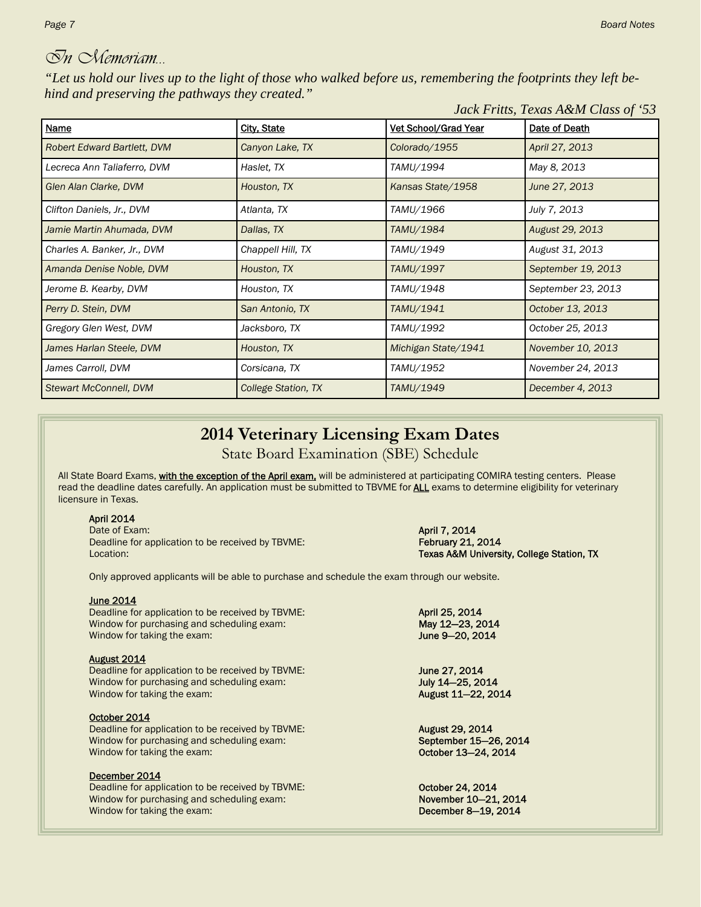# *In Memoriam...*

*"Let us hold our lives up to the light of those who walked before us, remembering the footprints they left behind and preserving the pathways they created."*

*Jack Fritts, Texas A&M Class of '53*

| Name | City, State | Vet School/Grad Year | Date of Death |
|---|---|---|---|
| *Robert Edward Bartlett, DVM* | *Canyon Lake, TX* | *Colorado/1955* | *April 27, 2013* |
| *Lecreca Ann Taliaferro, DVM* | *Haslet, TX* | *TAMU/1994* | *May 8, 2013* |
| *Glen Alan Clarke, DVM* | *Houston, TX* | *Kansas State/1958* | *June 27, 2013* |
| *Clifton Daniels, Jr., DVM* | *Atlanta, TX* | *TAMU/1966* | *July 7, 2013* |
| *Jamie Martin Ahumada, DVM* | *Dallas, TX* | *TAMU/1984* | *August 29, 2013* |
| *Charles A. Banker, Jr., DVM* | *Chappell Hill, TX* | *TAMU/1949* | *August 31, 2013* |
| *Amanda Denise Noble, DVM* | *Houston, TX* | *TAMU/1997* | *September 19, 2013* |
| *Jerome B. Kearby, DVM* | *Houston, TX* | *TAMU/1948* | *September 23, 2013* |
| *Perry D. Stein, DVM* | *San Antonio, TX* | *TAMU/1941* | *October 13, 2013* |
| *Gregory Glen West, DVM* | *Jacksboro, TX* | *TAMU/1992* | *October 25, 2013* |
| *James Harlan Steele, DVM* | *Houston, TX* | *Michigan State/1941* | *November 10, 2013* |
| *James Carroll, DVM* | *Corsicana, TX* | *TAMU/1952* | *November 24, 2013* |
| *Stewart McConnell, DVM* | *College Station, TX* | *TAMU/1949* | *December 4, 2013* |

## 2014 Veterinary Licensing Exam Dates

### State Board Examination (SBE) Schedule

All State Board Exams, **with the exception of the April exam,** will be administered at participating COMIRA testing centers. Please read the deadline dates carefully. An application must be submitted to TBVME for **ALL** exams to determine eligibility for veterinary licensure in Texas.

**April 2014**
Date of Exam: **April 7, 2014**
Deadline for application to be received by TBVME: **February 21, 2014**
Location: **Texas A&M University, College Station, TX**

Only approved applicants will be able to purchase and schedule the exam through our website.

**June 2014**
Deadline for application to be received by TBVME: **April 25, 2014**
Window for purchasing and scheduling exam: **May 12—23, 2014**
Window for taking the exam: **June 9—20, 2014**

**August 2014**
Deadline for application to be received by TBVME: **June 27, 2014**
Window for purchasing and scheduling exam: **July 14—25, 2014**
Window for taking the exam: **August 11—22, 2014**

**October 2014**
Deadline for application to be received by TBVME: **August 29, 2014**
Window for purchasing and scheduling exam: **September 15—26, 2014**
Window for taking the exam: **October 13—24, 2014**

**December 2014**
Deadline for application to be received by TBVME: **October 24, 2014**
Window for purchasing and scheduling exam: **November 10—21, 2014**
Window for taking the exam: **December 8—19, 2014**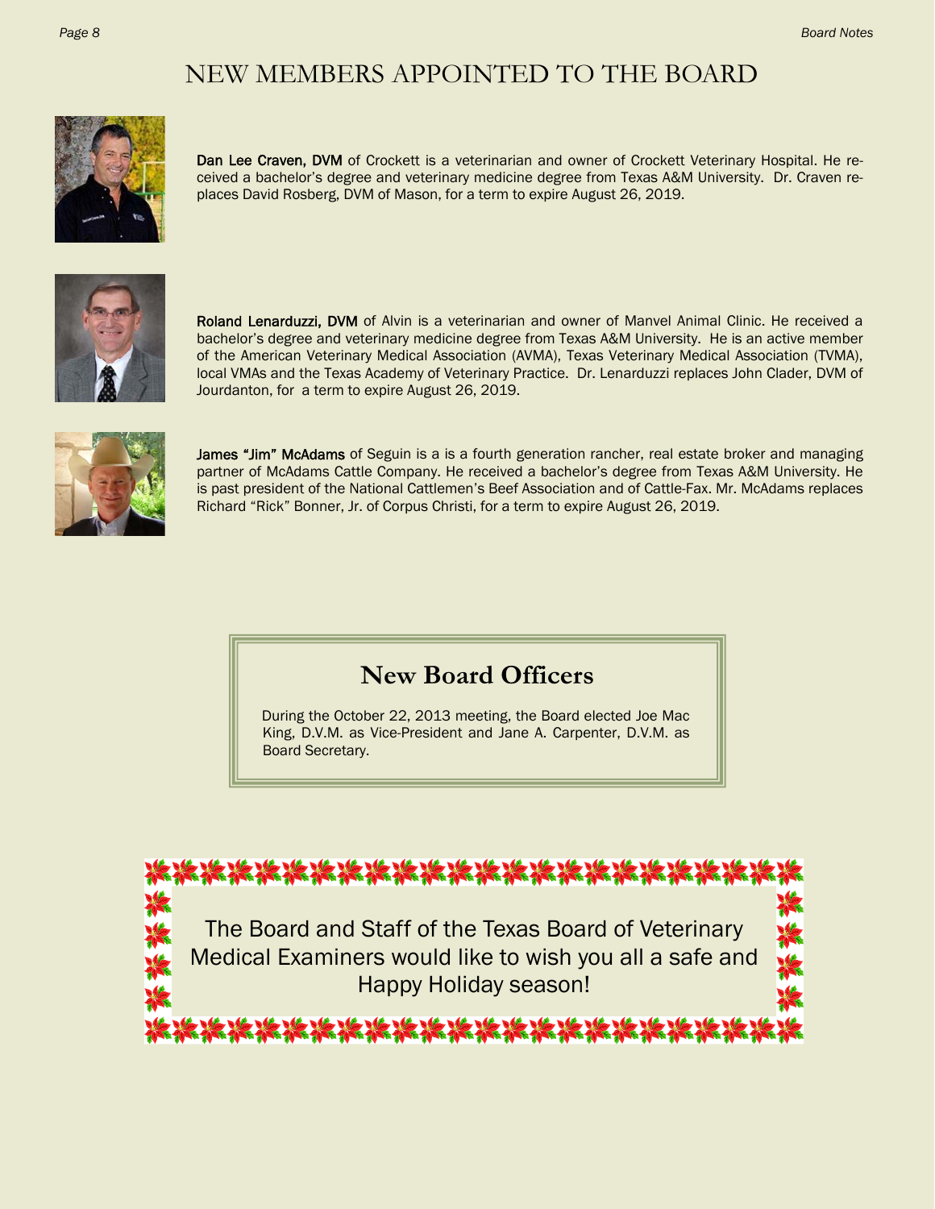# NEW MEMBERS APPOINTED TO THE BOARD

**Dan Lee Craven, DVM** of Crockett is a veterinarian and owner of Crockett Veterinary Hospital. He received a bachelor's degree and veterinary medicine degree from Texas A&M University. Dr. Craven replaces David Rosberg, DVM of Mason, for a term to expire August 26, 2019.

**Roland Lenarduzzi, DVM** of Alvin is a veterinarian and owner of Manvel Animal Clinic. He received a bachelor's degree and veterinary medicine degree from Texas A&M University. He is an active member of the American Veterinary Medical Association (AVMA), Texas Veterinary Medical Association (TVMA), local VMAs and the Texas Academy of Veterinary Practice. Dr. Lenarduzzi replaces John Clader, DVM of Jourdanton, for a term to expire August 26, 2019.

**James "Jim" McAdams** of Seguin is a is a fourth generation rancher, real estate broker and managing partner of McAdams Cattle Company. He received a bachelor's degree from Texas A&M University. He is past president of the National Cattlemen's Beef Association and of Cattle-Fax. Mr. McAdams replaces Richard "Rick" Bonner, Jr. of Corpus Christi, for a term to expire August 26, 2019.

## New Board Officers

During the October 22, 2013 meeting, the Board elected Joe Mac King, D.V.M. as Vice-President and Jane A. Carpenter, D.V.M. as Board Secretary.

The Board and Staff of the Texas Board of Veterinary Medical Examiners would like to wish you all a safe and Happy Holiday season!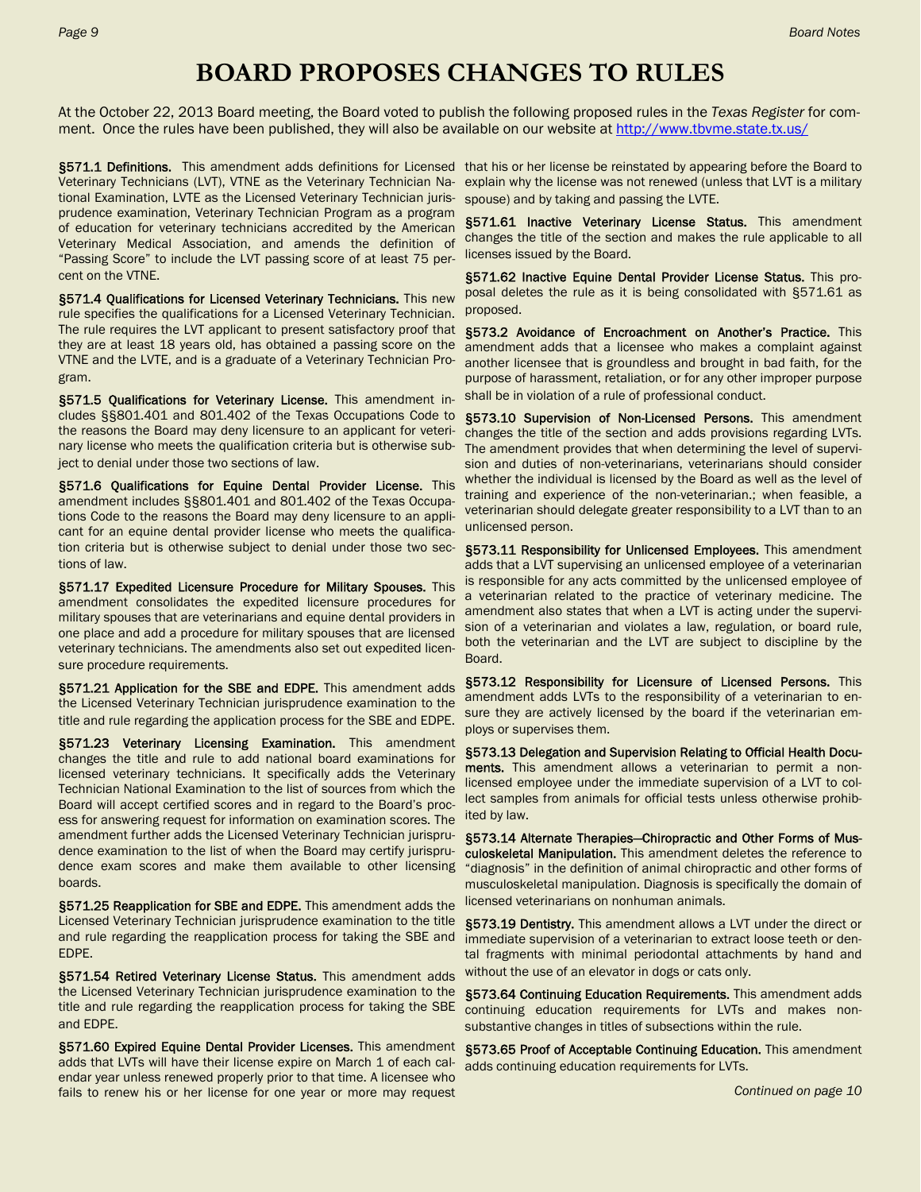# BOARD PROPOSES CHANGES TO RULES

At the October 22, 2013 Board meeting, the Board voted to publish the following proposed rules in the *Texas Register* for comment. Once the rules have been published, they will also be available on our website at http://www.tbvme.state.tx.us/

**§571.1 Definitions.** This amendment adds definitions for Licensed Veterinary Technicians (LVT), VTNE as the Veterinary Technician National Examination, LVTE as the Licensed Veterinary Technician jurisprudence examination, Veterinary Technician Program as a program of education for veterinary technicians accredited by the American Veterinary Medical Association, and amends the definition of "Passing Score" to include the LVT passing score of at least 75 percent on the VTNE.

**§571.4 Qualifications for Licensed Veterinary Technicians.** This new rule specifies the qualifications for a Licensed Veterinary Technician. The rule requires the LVT applicant to present satisfactory proof that they are at least 18 years old, has obtained a passing score on the VTNE and the LVTE, and is a graduate of a Veterinary Technician Program.

**§571.5 Qualifications for Veterinary License.** This amendment includes §§801.401 and 801.402 of the Texas Occupations Code to the reasons the Board may deny licensure to an applicant for veterinary license who meets the qualification criteria but is otherwise subject to denial under those two sections of law.

**§571.6 Qualifications for Equine Dental Provider License.** This amendment includes §§801.401 and 801.402 of the Texas Occupations Code to the reasons the Board may deny licensure to an applicant for an equine dental provider license who meets the qualification criteria but is otherwise subject to denial under those two sections of law.

**§571.17 Expedited Licensure Procedure for Military Spouses.** This amendment consolidates the expedited licensure procedures for military spouses that are veterinarians and equine dental providers in one place and add a procedure for military spouses that are licensed veterinary technicians. The amendments also set out expedited licensure procedure requirements.

**§571.21 Application for the SBE and EDPE.** This amendment adds the Licensed Veterinary Technician jurisprudence examination to the title and rule regarding the application process for the SBE and EDPE.

**§571.23 Veterinary Licensing Examination.** This amendment changes the title and rule to add national board examinations for licensed veterinary technicians. It specifically adds the Veterinary Technician National Examination to the list of sources from which the Board will accept certified scores and in regard to the Board's process for answering request for information on examination scores. The amendment further adds the Licensed Veterinary Technician jurisprudence examination to the list of when the Board may certify jurisprudence exam scores and make them available to other licensing boards.

**§571.25 Reapplication for SBE and EDPE.** This amendment adds the Licensed Veterinary Technician jurisprudence examination to the title and rule regarding the reapplication process for taking the SBE and EDPE.

**§571.54 Retired Veterinary License Status.** This amendment adds the Licensed Veterinary Technician jurisprudence examination to the title and rule regarding the reapplication process for taking the SBE and EDPE.

**§571.60 Expired Equine Dental Provider Licenses.** This amendment adds that LVTs will have their license expire on March 1 of each calendar year unless renewed properly prior to that time. A licensee who fails to renew his or her license for one year or more may request that his or her license be reinstated by appearing before the Board to explain why the license was not renewed (unless that LVT is a military spouse) and by taking and passing the LVTE.

**§571.61 Inactive Veterinary License Status.** This amendment changes the title of the section and makes the rule applicable to all licenses issued by the Board.

**§571.62 Inactive Equine Dental Provider License Status.** This proposal deletes the rule as it is being consolidated with §571.61 as proposed.

**§573.2 Avoidance of Encroachment on Another's Practice.** This amendment adds that a licensee who makes a complaint against another licensee that is groundless and brought in bad faith, for the purpose of harassment, retaliation, or for any other improper purpose shall be in violation of a rule of professional conduct.

**§573.10 Supervision of Non-Licensed Persons.** This amendment changes the title of the section and adds provisions regarding LVTs. The amendment provides that when determining the level of supervision and duties of non-veterinarians, veterinarians should consider whether the individual is licensed by the Board as well as the level of training and experience of the non-veterinarian.; when feasible, a veterinarian should delegate greater responsibility to a LVT than to an unlicensed person.

**§573.11 Responsibility for Unlicensed Employees.** This amendment adds that a LVT supervising an unlicensed employee of a veterinarian is responsible for any acts committed by the unlicensed employee of a veterinarian related to the practice of veterinary medicine. The amendment also states that when a LVT is acting under the supervision of a veterinarian and violates a law, regulation, or board rule, both the veterinarian and the LVT are subject to discipline by the Board.

**§573.12 Responsibility for Licensure of Licensed Persons.** This amendment adds LVTs to the responsibility of a veterinarian to ensure they are actively licensed by the board if the veterinarian employs or supervises them.

**§573.13 Delegation and Supervision Relating to Official Health Documents.** This amendment allows a veterinarian to permit a non-licensed employee under the immediate supervision of a LVT to collect samples from animals for official tests unless otherwise prohibited by law.

**§573.14 Alternate Therapies—Chiropractic and Other Forms of Musculoskeletal Manipulation.** This amendment deletes the reference to "diagnosis" in the definition of animal chiropractic and other forms of musculoskeletal manipulation. Diagnosis is specifically the domain of licensed veterinarians on nonhuman animals.

**§573.19 Dentistry.** This amendment allows a LVT under the direct or immediate supervision of a veterinarian to extract loose teeth or dental fragments with minimal periodontal attachments by hand and without the use of an elevator in dogs or cats only.

**§573.64 Continuing Education Requirements.** This amendment adds continuing education requirements for LVTs and makes non-substantive changes in titles of subsections within the rule.

**§573.65 Proof of Acceptable Continuing Education.** This amendment adds continuing education requirements for LVTs.

*Continued on page 10*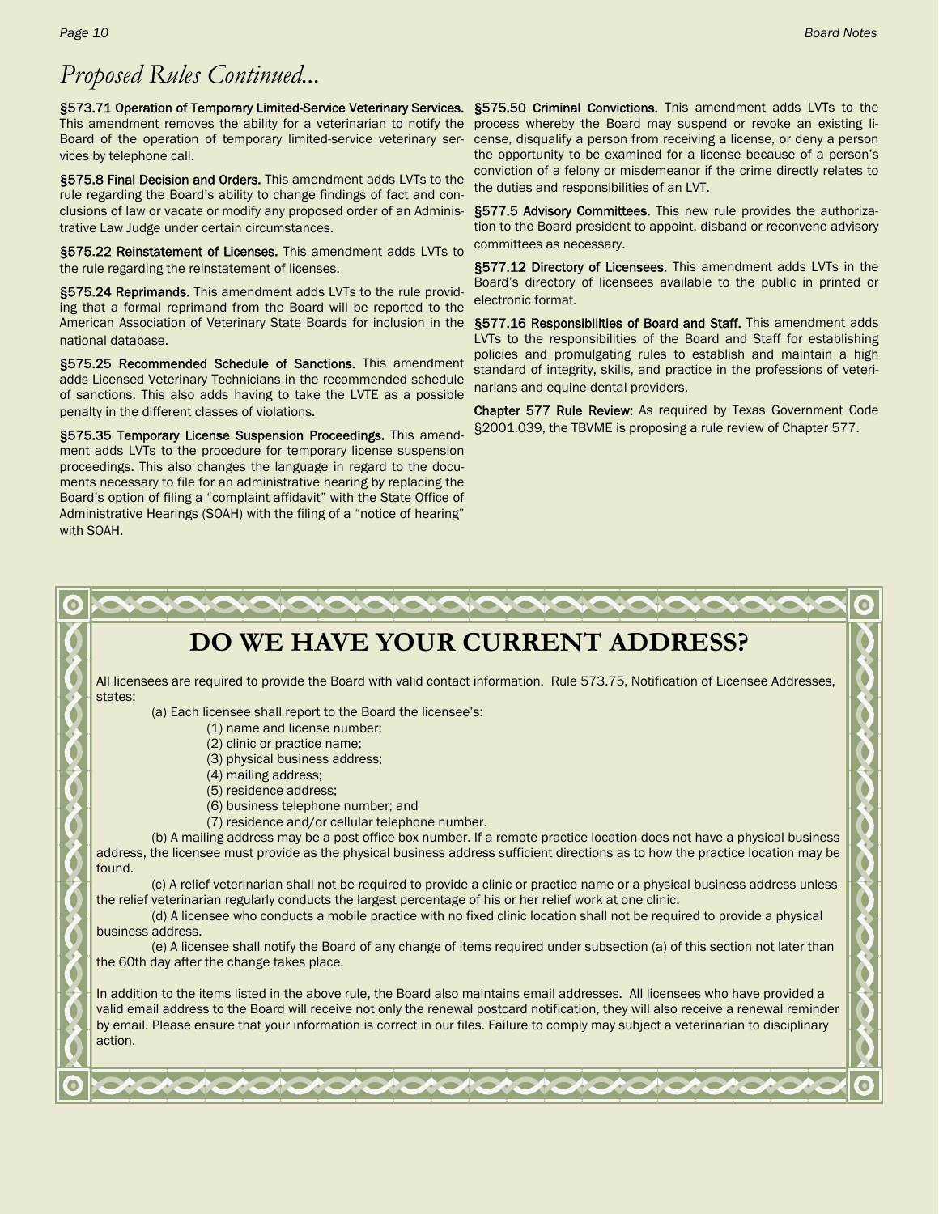# *Proposed Rules Continued...*

**§573.71 Operation of Temporary Limited-Service Veterinary Services.** This amendment removes the ability for a veterinarian to notify the Board of the operation of temporary limited-service veterinary services by telephone call.

**§575.8 Final Decision and Orders.** This amendment adds LVTs to the rule regarding the Board's ability to change findings of fact and conclusions of law or vacate or modify any proposed order of an Administrative Law Judge under certain circumstances.

**§575.22 Reinstatement of Licenses.** This amendment adds LVTs to the rule regarding the reinstatement of licenses.

**§575.24 Reprimands.** This amendment adds LVTs to the rule providing that a formal reprimand from the Board will be reported to the American Association of Veterinary State Boards for inclusion in the national database.

**§575.25 Recommended Schedule of Sanctions.** This amendment adds Licensed Veterinary Technicians in the recommended schedule of sanctions. This also adds having to take the LVTE as a possible penalty in the different classes of violations.

**§575.35 Temporary License Suspension Proceedings.** This amendment adds LVTs to the procedure for temporary license suspension proceedings. This also changes the language in regard to the documents necessary to file for an administrative hearing by replacing the Board's option of filing a "complaint affidavit" with the State Office of Administrative Hearings (SOAH) with the filing of a "notice of hearing" with SOAH.

**§575.50 Criminal Convictions.** This amendment adds LVTs to the process whereby the Board may suspend or revoke an existing license, disqualify a person from receiving a license, or deny a person the opportunity to be examined for a license because of a person's conviction of a felony or misdemeanor if the crime directly relates to the duties and responsibilities of an LVT.

**§577.5 Advisory Committees.** This new rule provides the authorization to the Board president to appoint, disband or reconvene advisory committees as necessary.

**§577.12 Directory of Licensees.** This amendment adds LVTs in the Board's directory of licensees available to the public in printed or electronic format.

**§577.16 Responsibilities of Board and Staff.** This amendment adds LVTs to the responsibilities of the Board and Staff for establishing policies and promulgating rules to establish and maintain a high standard of integrity, skills, and practice in the professions of veterinarians and equine dental providers.

**Chapter 577 Rule Review:** As required by Texas Government Code §2001.039, the TBVME is proposing a rule review of Chapter 577.

## DO WE HAVE YOUR CURRENT ADDRESS?

All licensees are required to provide the Board with valid contact information. Rule 573.75, Notification of Licensee Addresses, states:

(a) Each licensee shall report to the Board the licensee's:

(1) name and license number;
(2) clinic or practice name;
(3) physical business address;
(4) mailing address;
(5) residence address;
(6) business telephone number; and
(7) residence and/or cellular telephone number.

(b) A mailing address may be a post office box number. If a remote practice location does not have a physical business address, the licensee must provide as the physical business address sufficient directions as to how the practice location may be found.

(c) A relief veterinarian shall not be required to provide a clinic or practice name or a physical business address unless the relief veterinarian regularly conducts the largest percentage of his or her relief work at one clinic.

(d) A licensee who conducts a mobile practice with no fixed clinic location shall not be required to provide a physical business address.

(e) A licensee shall notify the Board of any change of items required under subsection (a) of this section not later than the 60th day after the change takes place.

In addition to the items listed in the above rule, the Board also maintains email addresses. All licensees who have provided a valid email address to the Board will receive not only the renewal postcard notification, they will also receive a renewal reminder by email. Please ensure that your information is correct in our files. Failure to comply may subject a veterinarian to disciplinary action.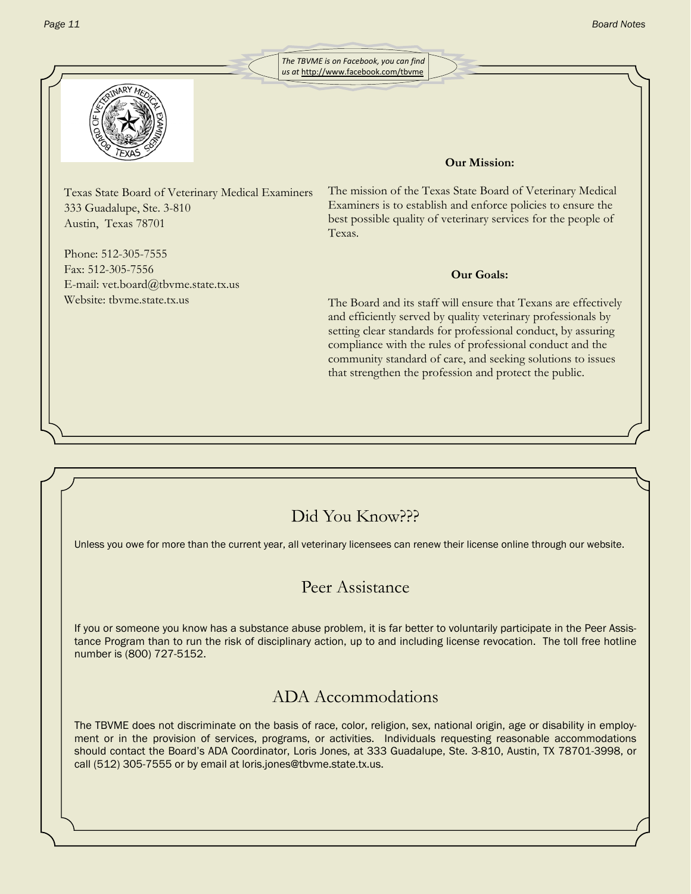*The TBVME is on Facebook, you can find us at* http://www.facebook.com/tbvme

Texas State Board of Veterinary Medical Examiners
333 Guadalupe, Ste. 3-810
Austin, Texas 78701

Phone: 512-305-7555
Fax: 512-305-7556
E-mail: vet.board@tbvme.state.tx.us
Website: tbvme.state.tx.us

**Our Mission:**

The mission of the Texas State Board of Veterinary Medical Examiners is to establish and enforce policies to ensure the best possible quality of veterinary services for the people of Texas.

**Our Goals:**

The Board and its staff will ensure that Texans are effectively and efficiently served by quality veterinary professionals by setting clear standards for professional conduct, by assuring compliance with the rules of professional conduct and the community standard of care, and seeking solutions to issues that strengthen the profession and protect the public.

## Did You Know???

Unless you owe for more than the current year, all veterinary licensees can renew their license online through our website.

## Peer Assistance

If you or someone you know has a substance abuse problem, it is far better to voluntarily participate in the Peer Assistance Program than to run the risk of disciplinary action, up to and including license revocation. The toll free hotline number is (800) 727-5152.

## ADA Accommodations

The TBVME does not discriminate on the basis of race, color, religion, sex, national origin, age or disability in employment or in the provision of services, programs, or activities. Individuals requesting reasonable accommodations should contact the Board's ADA Coordinator, Loris Jones, at 333 Guadalupe, Ste. 3-810, Austin, TX 78701-3998, or call (512) 305-7555 or by email at loris.jones@tbvme.state.tx.us.